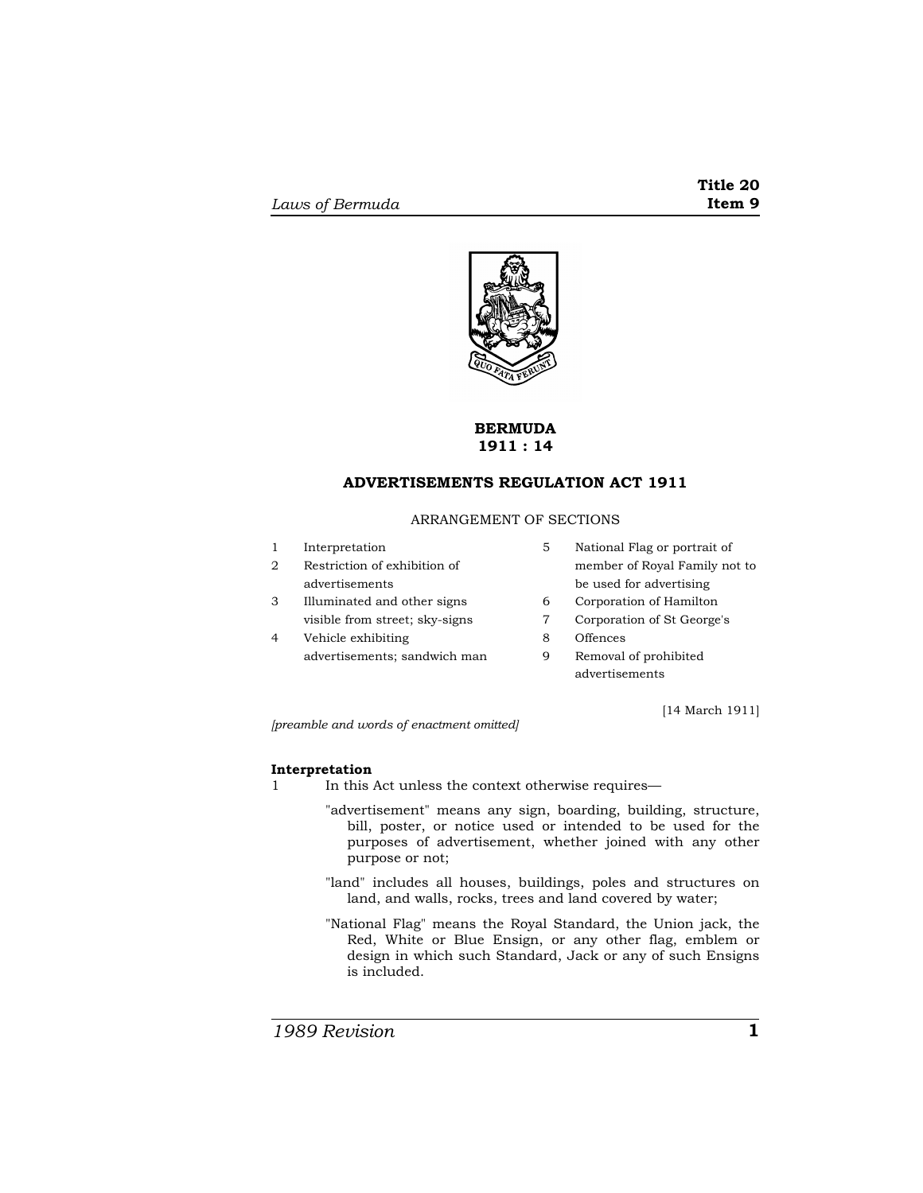# BERMUDA
# 1911 : 14

## ADVERTISEMENTS REGULATION ACT 1911

ARRANGEMENT OF SECTIONS

1 Interpretation
2 Restriction of exhibition of advertisements
3 Illuminated and other signs visible from street; sky-signs
4 Vehicle exhibiting advertisements; sandwich man
5 National Flag or portrait of member of Royal Family not to be used for advertising
6 Corporation of Hamilton
7 Corporation of St George's
8 Offences
9 Removal of prohibited advertisements

[14 March 1911]

*[preamble and words of enactment omitted]*

**Interpretation**

1 In this Act unless the context otherwise requires—

"advertisement" means any sign, boarding, building, structure, bill, poster, or notice used or intended to be used for the purposes of advertisement, whether joined with any other purpose or not;

"land" includes all houses, buildings, poles and structures on land, and walls, rocks, trees and land covered by water;

"National Flag" means the Royal Standard, the Union jack, the Red, White or Blue Ensign, or any other flag, emblem or design in which such Standard, Jack or any of such Ensigns is included.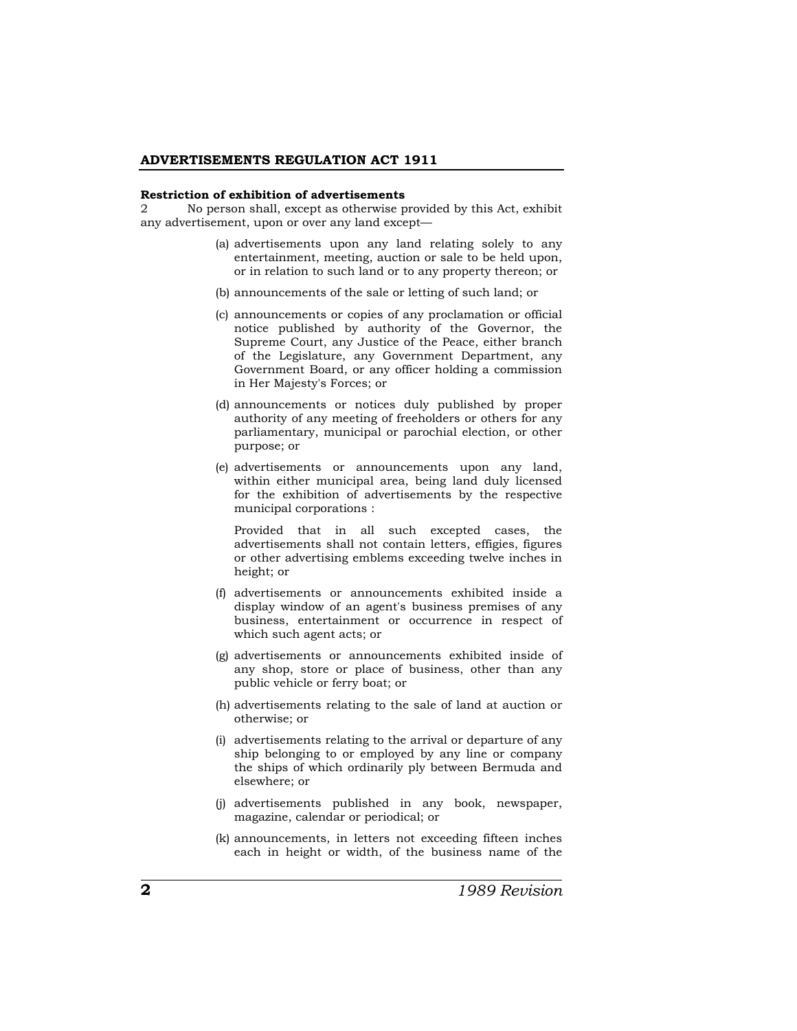### Restriction of exhibition of advertisements

2 No person shall, except as otherwise provided by this Act, exhibit any advertisement, upon or over any land except—

(a) advertisements upon any land relating solely to any entertainment, meeting, auction or sale to be held upon, or in relation to such land or to any property thereon; or

(b) announcements of the sale or letting of such land; or

(c) announcements or copies of any proclamation or official notice published by authority of the Governor, the Supreme Court, any Justice of the Peace, either branch of the Legislature, any Government Department, any Government Board, or any officer holding a commission in Her Majesty's Forces; or

(d) announcements or notices duly published by proper authority of any meeting of freeholders or others for any parliamentary, municipal or parochial election, or other purpose; or

(e) advertisements or announcements upon any land, within either municipal area, being land duly licensed for the exhibition of advertisements by the respective municipal corporations :

Provided that in all such excepted cases, the advertisements shall not contain letters, effigies, figures or other advertising emblems exceeding twelve inches in height; or

(f) advertisements or announcements exhibited inside a display window of an agent's business premises of any business, entertainment or occurrence in respect of which such agent acts; or

(g) advertisements or announcements exhibited inside of any shop, store or place of business, other than any public vehicle or ferry boat; or

(h) advertisements relating to the sale of land at auction or otherwise; or

(i) advertisements relating to the arrival or departure of any ship belonging to or employed by any line or company the ships of which ordinarily ply between Bermuda and elsewhere; or

(j) advertisements published in any book, newspaper, magazine, calendar or periodical; or

(k) announcements, in letters not exceeding fifteen inches each in height or width, of the business name of the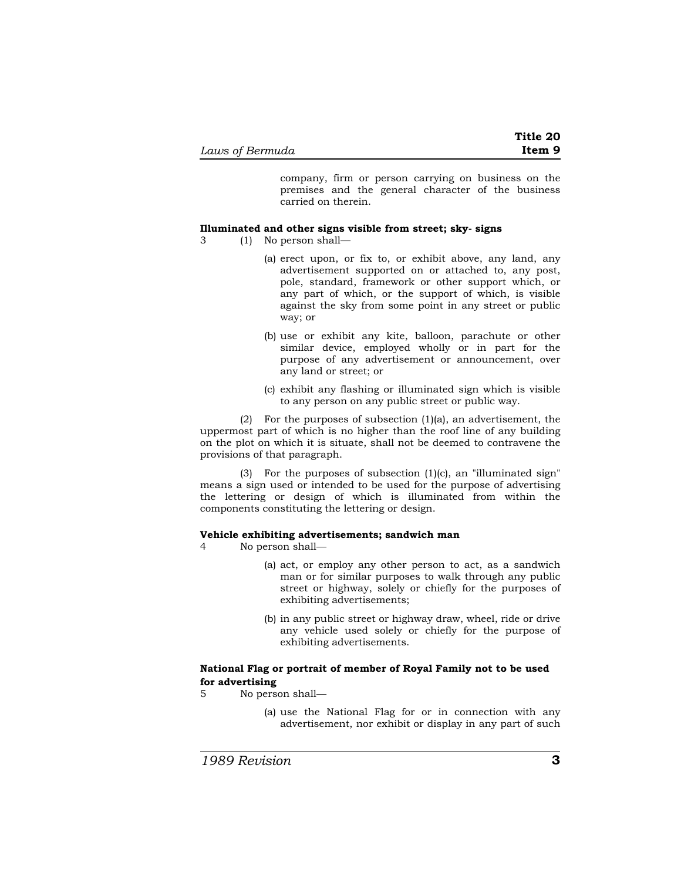company, firm or person carrying on business on the premises and the general character of the business carried on therein.

**Illuminated and other signs visible from street; sky- signs**

3 (1) No person shall—

(a) erect upon, or fix to, or exhibit above, any land, any advertisement supported on or attached to, any post, pole, standard, framework or other support which, or any part of which, or the support of which, is visible against the sky from some point in any street or public way; or

(b) use or exhibit any kite, balloon, parachute or other similar device, employed wholly or in part for the purpose of any advertisement or announcement, over any land or street; or

(c) exhibit any flashing or illuminated sign which is visible to any person on any public street or public way.

(2) For the purposes of subsection (1)(a), an advertisement, the uppermost part of which is no higher than the roof line of any building on the plot on which it is situate, shall not be deemed to contravene the provisions of that paragraph.

(3) For the purposes of subsection (1)(c), an "illuminated sign" means a sign used or intended to be used for the purpose of advertising the lettering or design of which is illuminated from within the components constituting the lettering or design.

**Vehicle exhibiting advertisements; sandwich man**

4 No person shall—

(a) act, or employ any other person to act, as a sandwich man or for similar purposes to walk through any public street or highway, solely or chiefly for the purposes of exhibiting advertisements;

(b) in any public street or highway draw, wheel, ride or drive any vehicle used solely or chiefly for the purpose of exhibiting advertisements.

**National Flag or portrait of member of Royal Family not to be used for advertising**

5 No person shall—

(a) use the National Flag for or in connection with any advertisement, nor exhibit or display in any part of such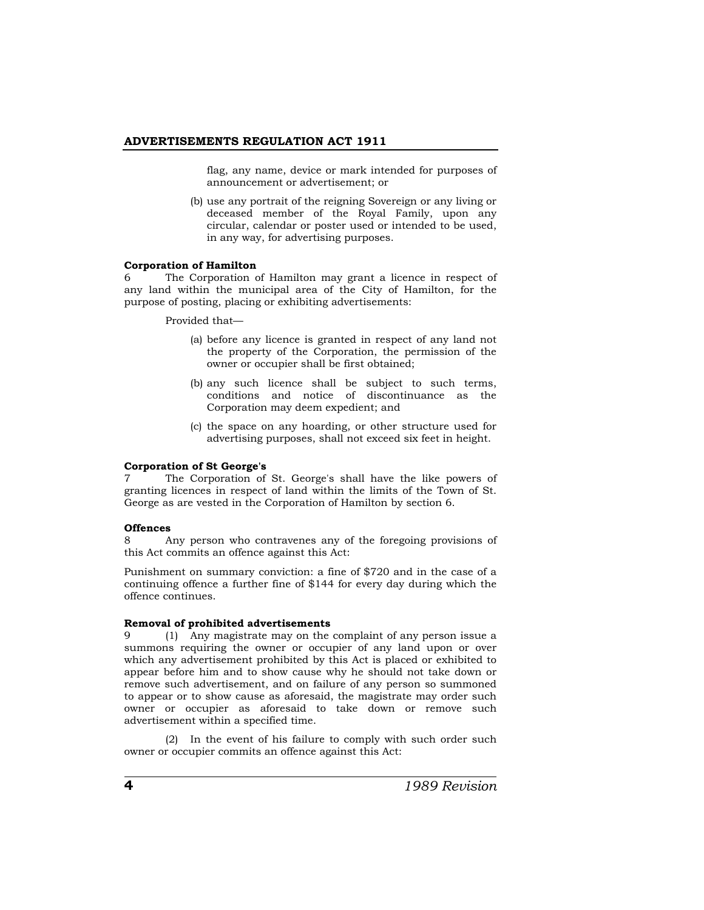flag, any name, device or mark intended for purposes of announcement or advertisement; or

(b) use any portrait of the reigning Sovereign or any living or deceased member of the Royal Family, upon any circular, calendar or poster used or intended to be used, in any way, for advertising purposes.

**Corporation of Hamilton**

6 The Corporation of Hamilton may grant a licence in respect of any land within the municipal area of the City of Hamilton, for the purpose of posting, placing or exhibiting advertisements:

Provided that—

(a) before any licence is granted in respect of any land not the property of the Corporation, the permission of the owner or occupier shall be first obtained;

(b) any such licence shall be subject to such terms, conditions and notice of discontinuance as the Corporation may deem expedient; and

(c) the space on any hoarding, or other structure used for advertising purposes, shall not exceed six feet in height.

**Corporation of St George's**

7 The Corporation of St. George's shall have the like powers of granting licences in respect of land within the limits of the Town of St. George as are vested in the Corporation of Hamilton by section 6.

**Offences**

8 Any person who contravenes any of the foregoing provisions of this Act commits an offence against this Act:

Punishment on summary conviction: a fine of $720 and in the case of a continuing offence a further fine of $144 for every day during which the offence continues.

**Removal of prohibited advertisements**

9 (1) Any magistrate may on the complaint of any person issue a summons requiring the owner or occupier of any land upon or over which any advertisement prohibited by this Act is placed or exhibited to appear before him and to show cause why he should not take down or remove such advertisement, and on failure of any person so summoned to appear or to show cause as aforesaid, the magistrate may order such owner or occupier as aforesaid to take down or remove such advertisement within a specified time.

(2) In the event of his failure to comply with such order such owner or occupier commits an offence against this Act: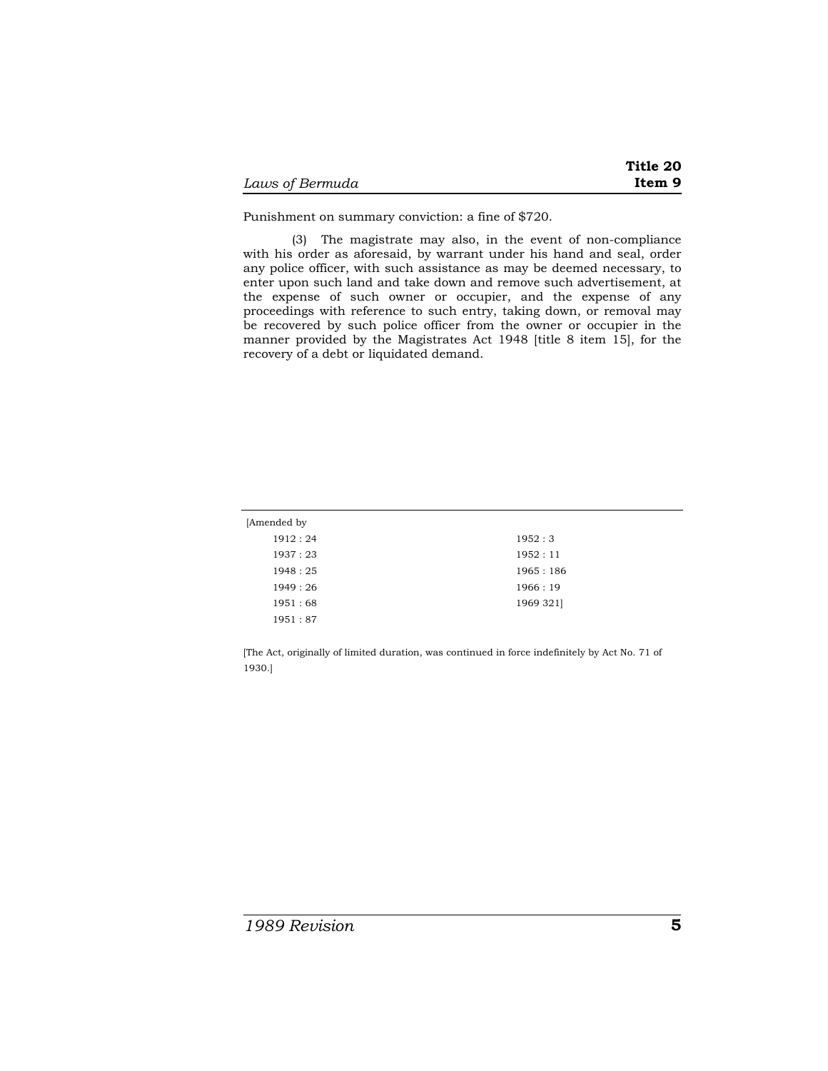Punishment on summary conviction: a fine of $720.

(3) The magistrate may also, in the event of non-compliance with his order as aforesaid, by warrant under his hand and seal, order any police officer, with such assistance as may be deemed necessary, to enter upon such land and take down and remove such advertisement, at the expense of such owner or occupier, and the expense of any proceedings with reference to such entry, taking down, or removal may be recovered by such police officer from the owner or occupier in the manner provided by the Magistrates Act 1948 [title 8 item 15], for the recovery of a debt or liquidated demand.

[Amended by

1912 : 24
1937 : 23
1948 : 25
1949 : 26
1951 : 68
1951 : 87
1952 : 3
1952 : 11
1965 : 186
1966 : 19
1969 321]

[The Act, originally of limited duration, was continued in force indefinitely by Act No. 71 of 1930.]